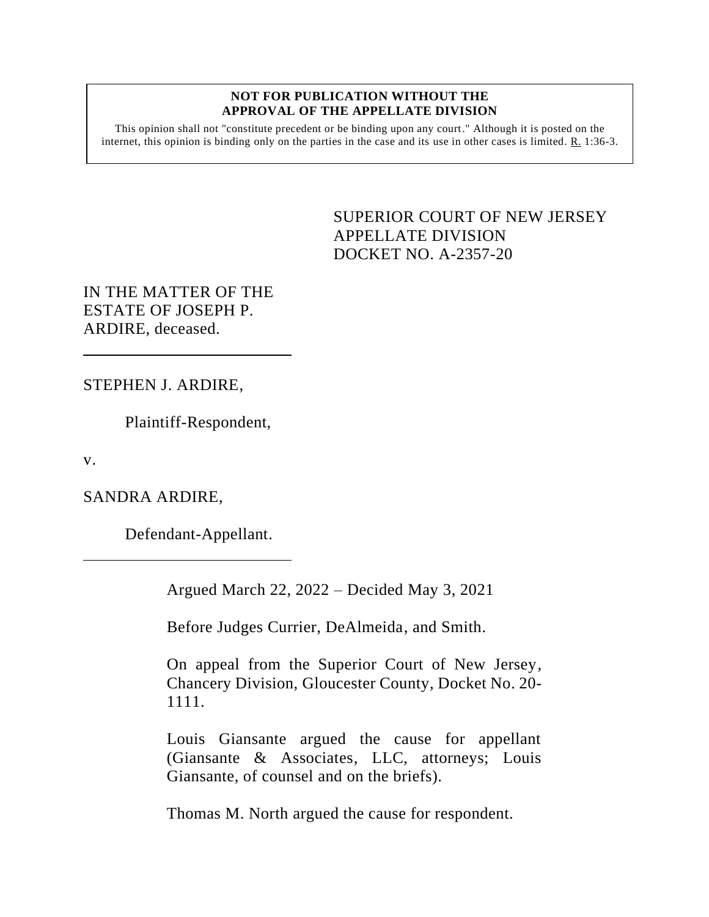**NOT FOR PUBLICATION WITHOUT THE APPROVAL OF THE APPELLATE DIVISION**

This opinion shall not "constitute precedent or be binding upon any court." Although it is posted on the internet, this opinion is binding only on the parties in the case and its use in other cases is limited. R. 1:36-3.

SUPERIOR COURT OF NEW JERSEY
APPELLATE DIVISION
DOCKET NO. A-2357-20

IN THE MATTER OF THE ESTATE OF JOSEPH P. ARDIRE, deceased.

---

STEPHEN J. ARDIRE,

Plaintiff-Respondent,

v.

SANDRA ARDIRE,

Defendant-Appellant.

---

Argued March 22, 2022 – Decided May 3, 2021

Before Judges Currier, DeAlmeida, and Smith.

On appeal from the Superior Court of New Jersey, Chancery Division, Gloucester County, Docket No. 20-1111.

Louis Giansante argued the cause for appellant (Giansante & Associates, LLC, attorneys; Louis Giansante, of counsel and on the briefs).

Thomas M. North argued the cause for respondent.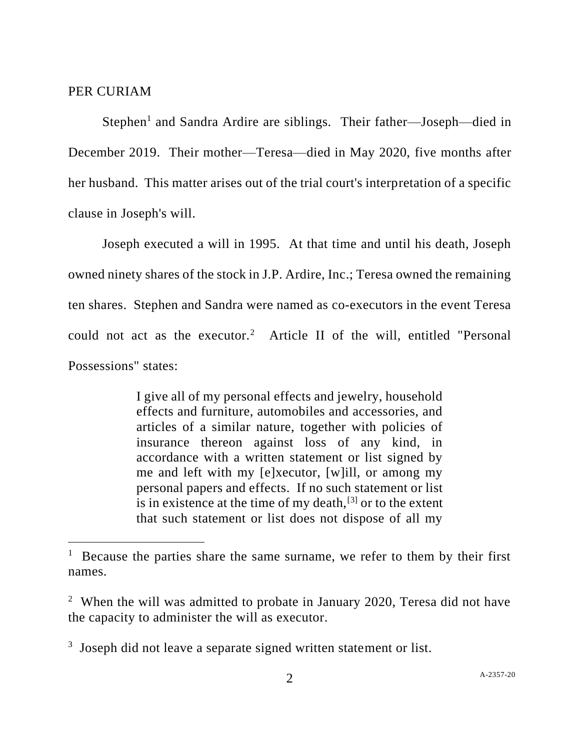PER CURIAM

Stephen[1] and Sandra Ardire are siblings. Their father—Joseph—died in December 2019. Their mother—Teresa—died in May 2020, five months after her husband. This matter arises out of the trial court's interpretation of a specific clause in Joseph's will.

Joseph executed a will in 1995. At that time and until his death, Joseph owned ninety shares of the stock in J.P. Ardire, Inc.; Teresa owned the remaining ten shares. Stephen and Sandra were named as co-executors in the event Teresa could not act as the executor.[2] Article II of the will, entitled "Personal Possessions" states:

> I give all of my personal effects and jewelry, household effects and furniture, automobiles and accessories, and articles of a similar nature, together with policies of insurance thereon against loss of any kind, in accordance with a written statement or list signed by me and left with my [e]xecutor, [w]ill, or among my personal papers and effects. If no such statement or list is in existence at the time of my death,[3] or to the extent that such statement or list does not dispose of all my

---

[1] Because the parties share the same surname, we refer to them by their first names.

[2] When the will was admitted to probate in January 2020, Teresa did not have the capacity to administer the will as executor.

[3] Joseph did not leave a separate signed written statement or list.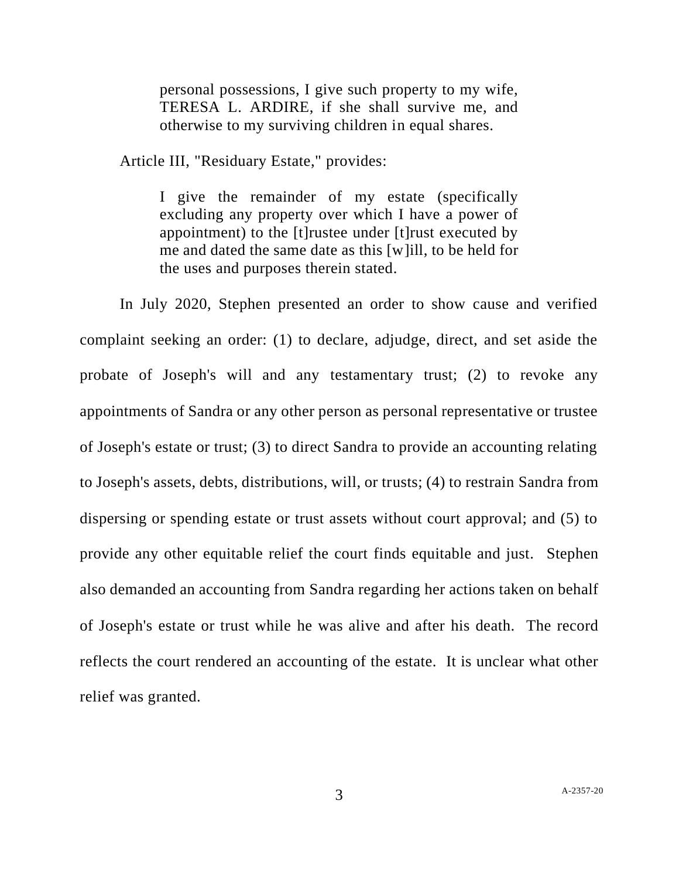> personal possessions, I give such property to my wife, TERESA L. ARDIRE, if she shall survive me, and otherwise to my surviving children in equal shares.

Article III, "Residuary Estate," provides:

> I give the remainder of my estate (specifically excluding any property over which I have a power of appointment) to the [t]rustee under [t]rust executed by me and dated the same date as this [w]ill, to be held for the uses and purposes therein stated.

In July 2020, Stephen presented an order to show cause and verified complaint seeking an order: (1) to declare, adjudge, direct, and set aside the probate of Joseph's will and any testamentary trust; (2) to revoke any appointments of Sandra or any other person as personal representative or trustee of Joseph's estate or trust; (3) to direct Sandra to provide an accounting relating to Joseph's assets, debts, distributions, will, or trusts; (4) to restrain Sandra from dispersing or spending estate or trust assets without court approval; and (5) to provide any other equitable relief the court finds equitable and just. Stephen also demanded an accounting from Sandra regarding her actions taken on behalf of Joseph's estate or trust while he was alive and after his death. The record reflects the court rendered an accounting of the estate. It is unclear what other relief was granted.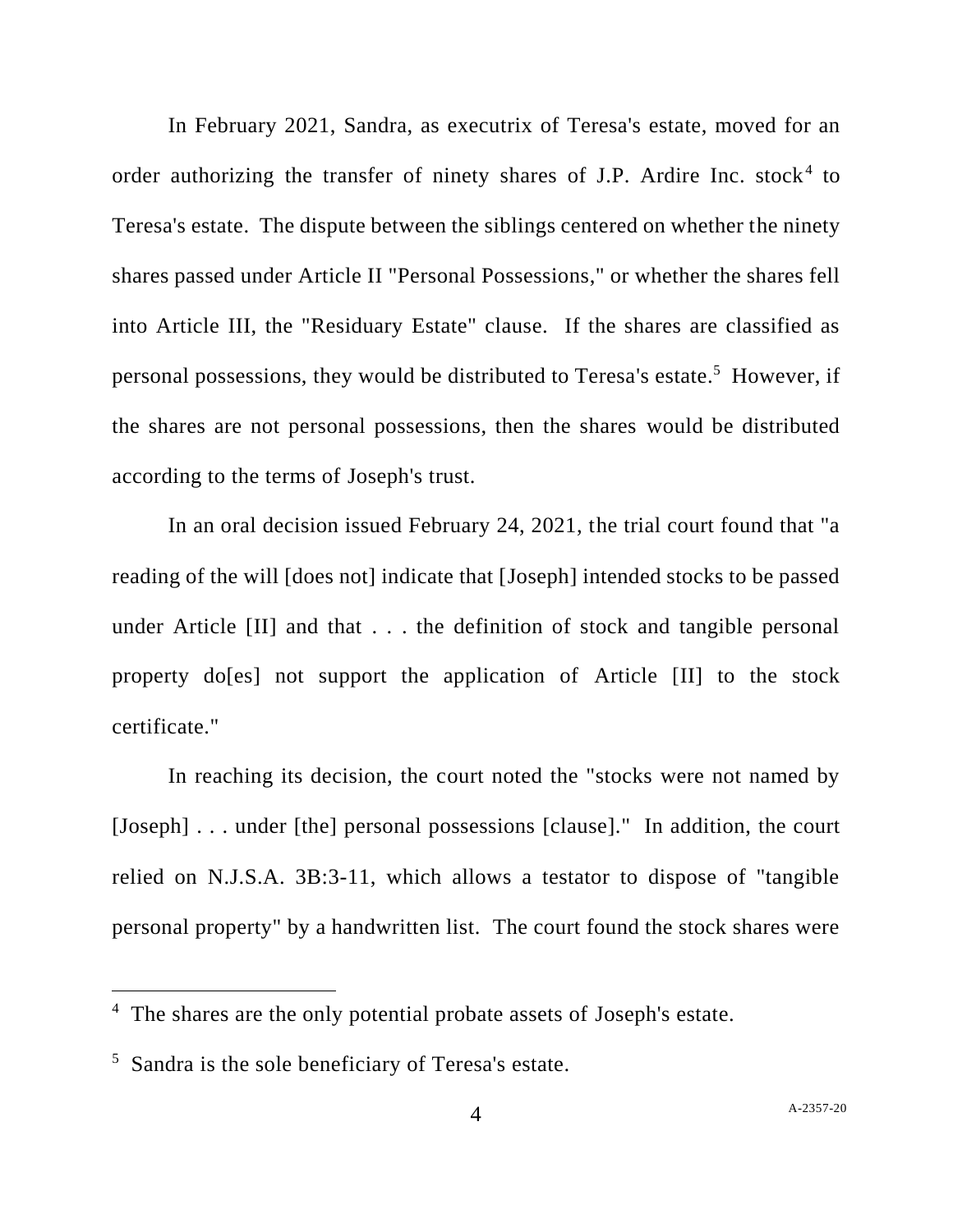In February 2021, Sandra, as executrix of Teresa's estate, moved for an order authorizing the transfer of ninety shares of J.P. Ardire Inc. stock[4] to Teresa's estate. The dispute between the siblings centered on whether the ninety shares passed under Article II "Personal Possessions," or whether the shares fell into Article III, the "Residuary Estate" clause. If the shares are classified as personal possessions, they would be distributed to Teresa's estate.[5] However, if the shares are not personal possessions, then the shares would be distributed according to the terms of Joseph's trust.

In an oral decision issued February 24, 2021, the trial court found that "a reading of the will [does not] indicate that [Joseph] intended stocks to be passed under Article [II] and that . . . the definition of stock and tangible personal property do[es] not support the application of Article [II] to the stock certificate."

In reaching its decision, the court noted the "stocks were not named by [Joseph] . . . under [the] personal possessions [clause]." In addition, the court relied on N.J.S.A. 3B:3-11, which allows a testator to dispose of "tangible personal property" by a handwritten list. The court found the stock shares were

---

[4] The shares are the only potential probate assets of Joseph's estate.

[5] Sandra is the sole beneficiary of Teresa's estate.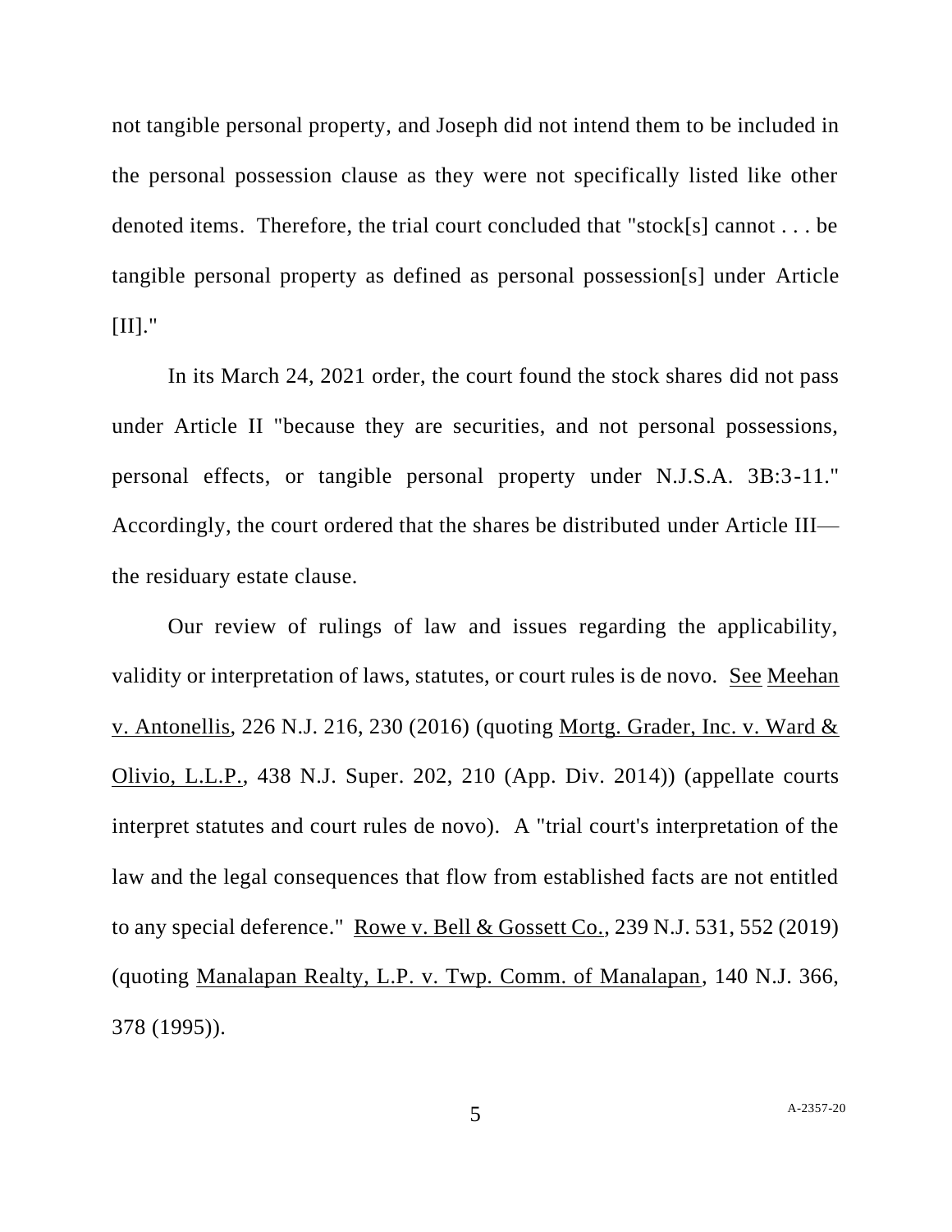not tangible personal property, and Joseph did not intend them to be included in the personal possession clause as they were not specifically listed like other denoted items. Therefore, the trial court concluded that "stock[s] cannot . . . be tangible personal property as defined as personal possession[s] under Article [II]."

In its March 24, 2021 order, the court found the stock shares did not pass under Article II "because they are securities, and not personal possessions, personal effects, or tangible personal property under N.J.S.A. 3B:3-11." Accordingly, the court ordered that the shares be distributed under Article III—the residuary estate clause.

Our review of rulings of law and issues regarding the applicability, validity or interpretation of laws, statutes, or court rules is de novo. See Meehan v. Antonellis, 226 N.J. 216, 230 (2016) (quoting Mortg. Grader, Inc. v. Ward & Olivio, L.L.P., 438 N.J. Super. 202, 210 (App. Div. 2014)) (appellate courts interpret statutes and court rules de novo). A "trial court's interpretation of the law and the legal consequences that flow from established facts are not entitled to any special deference." Rowe v. Bell & Gossett Co., 239 N.J. 531, 552 (2019) (quoting Manalapan Realty, L.P. v. Twp. Comm. of Manalapan, 140 N.J. 366, 378 (1995)).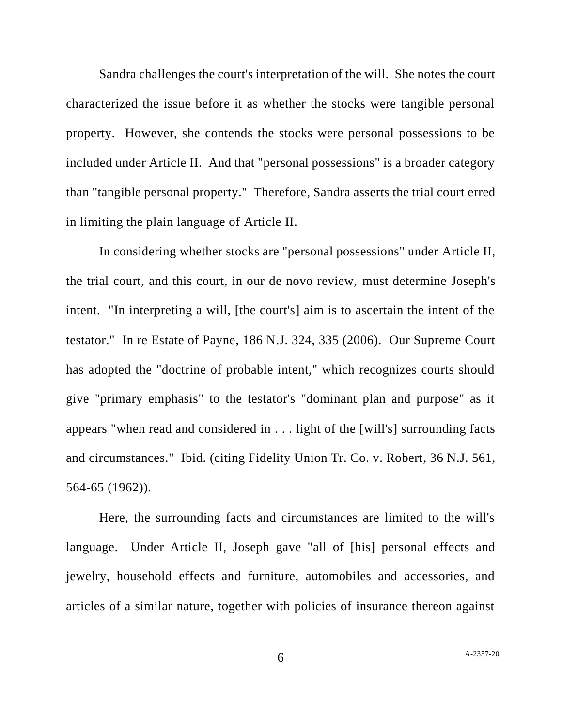Sandra challenges the court's interpretation of the will. She notes the court characterized the issue before it as whether the stocks were tangible personal property. However, she contends the stocks were personal possessions to be included under Article II. And that "personal possessions" is a broader category than "tangible personal property." Therefore, Sandra asserts the trial court erred in limiting the plain language of Article II.

In considering whether stocks are "personal possessions" under Article II, the trial court, and this court, in our de novo review, must determine Joseph's intent. "In interpreting a will, [the court's] aim is to ascertain the intent of the testator." In re Estate of Payne, 186 N.J. 324, 335 (2006). Our Supreme Court has adopted the "doctrine of probable intent," which recognizes courts should give "primary emphasis" to the testator's "dominant plan and purpose" as it appears "when read and considered in . . . light of the [will's] surrounding facts and circumstances." Ibid. (citing Fidelity Union Tr. Co. v. Robert, 36 N.J. 561, 564-65 (1962)).

Here, the surrounding facts and circumstances are limited to the will's language. Under Article II, Joseph gave "all of [his] personal effects and jewelry, household effects and furniture, automobiles and accessories, and articles of a similar nature, together with policies of insurance thereon against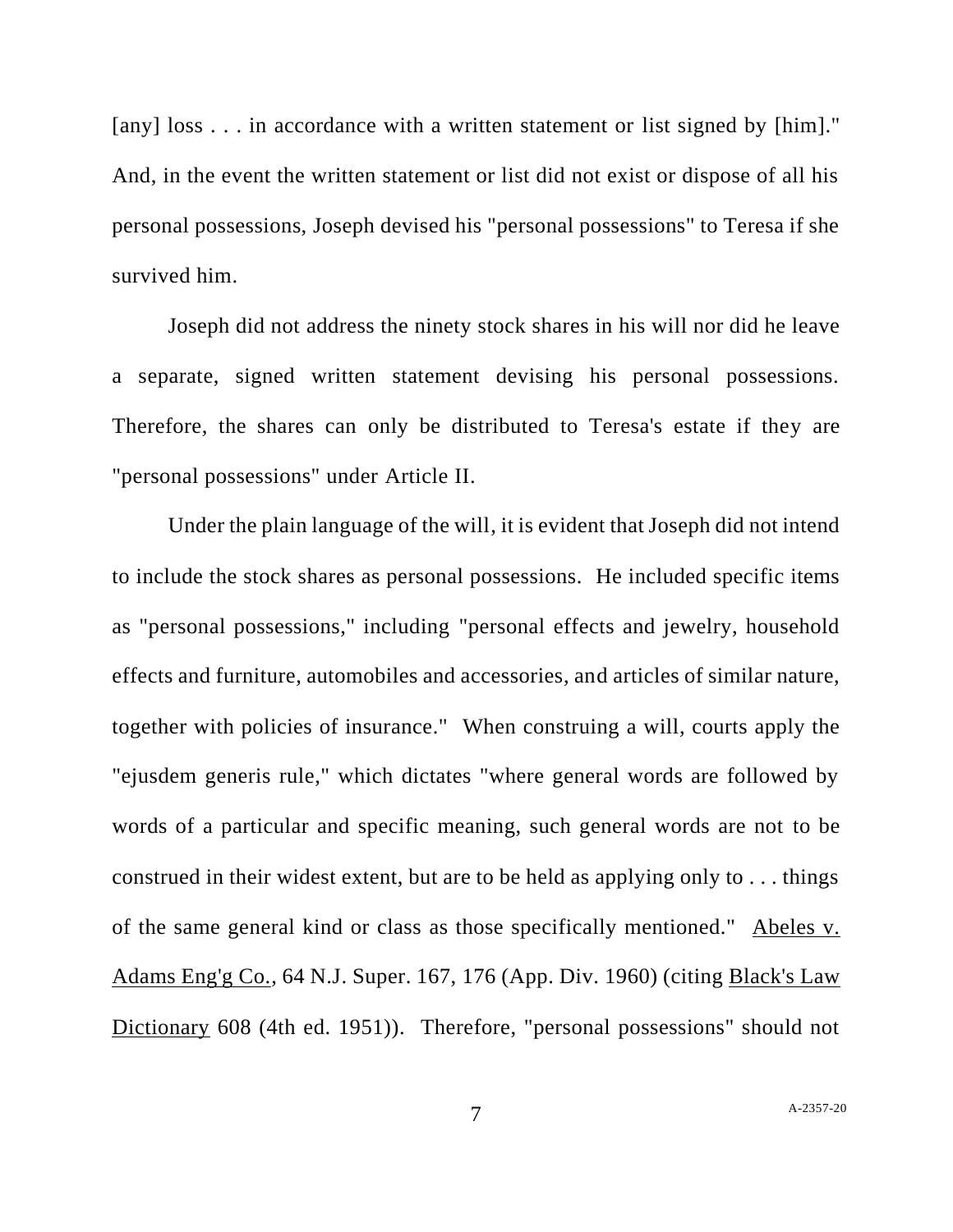[any] loss . . . in accordance with a written statement or list signed by [him]." And, in the event the written statement or list did not exist or dispose of all his personal possessions, Joseph devised his "personal possessions" to Teresa if she survived him.

Joseph did not address the ninety stock shares in his will nor did he leave a separate, signed written statement devising his personal possessions. Therefore, the shares can only be distributed to Teresa's estate if they are "personal possessions" under Article II.

Under the plain language of the will, it is evident that Joseph did not intend to include the stock shares as personal possessions. He included specific items as "personal possessions," including "personal effects and jewelry, household effects and furniture, automobiles and accessories, and articles of similar nature, together with policies of insurance." When construing a will, courts apply the "ejusdem generis rule," which dictates "where general words are followed by words of a particular and specific meaning, such general words are not to be construed in their widest extent, but are to be held as applying only to . . . things of the same general kind or class as those specifically mentioned." Abeles v. Adams Eng'g Co., 64 N.J. Super. 167, 176 (App. Div. 1960) (citing Black's Law Dictionary 608 (4th ed. 1951)). Therefore, "personal possessions" should not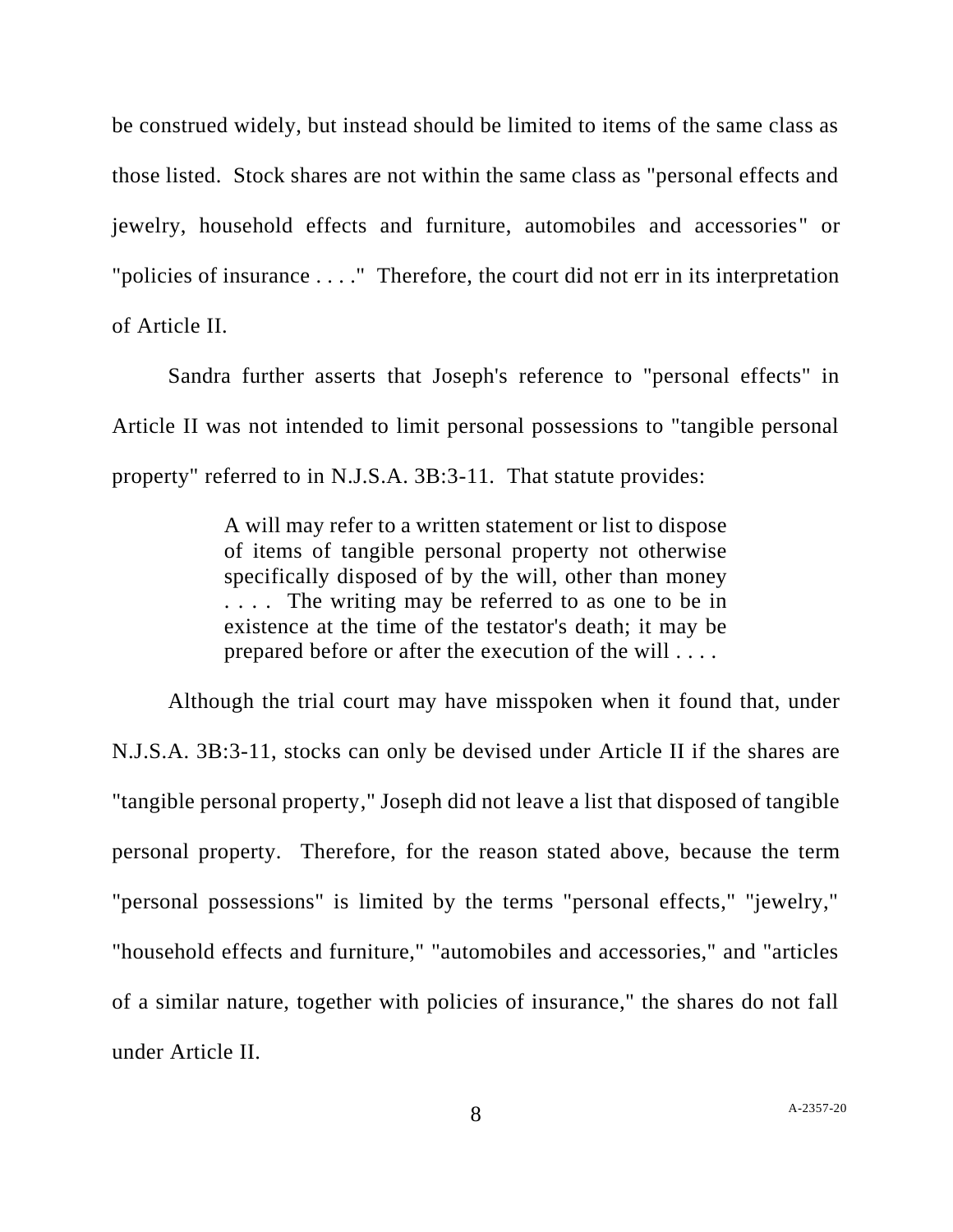be construed widely, but instead should be limited to items of the same class as those listed. Stock shares are not within the same class as "personal effects and jewelry, household effects and furniture, automobiles and accessories" or "policies of insurance . . . ." Therefore, the court did not err in its interpretation of Article II.

Sandra further asserts that Joseph's reference to "personal effects" in Article II was not intended to limit personal possessions to "tangible personal property" referred to in N.J.S.A. 3B:3-11. That statute provides:

> A will may refer to a written statement or list to dispose of items of tangible personal property not otherwise specifically disposed of by the will, other than money . . . . The writing may be referred to as one to be in existence at the time of the testator's death; it may be prepared before or after the execution of the will . . . .

Although the trial court may have misspoken when it found that, under N.J.S.A. 3B:3-11, stocks can only be devised under Article II if the shares are "tangible personal property," Joseph did not leave a list that disposed of tangible personal property. Therefore, for the reason stated above, because the term "personal possessions" is limited by the terms "personal effects," "jewelry," "household effects and furniture," "automobiles and accessories," and "articles of a similar nature, together with policies of insurance," the shares do not fall under Article II.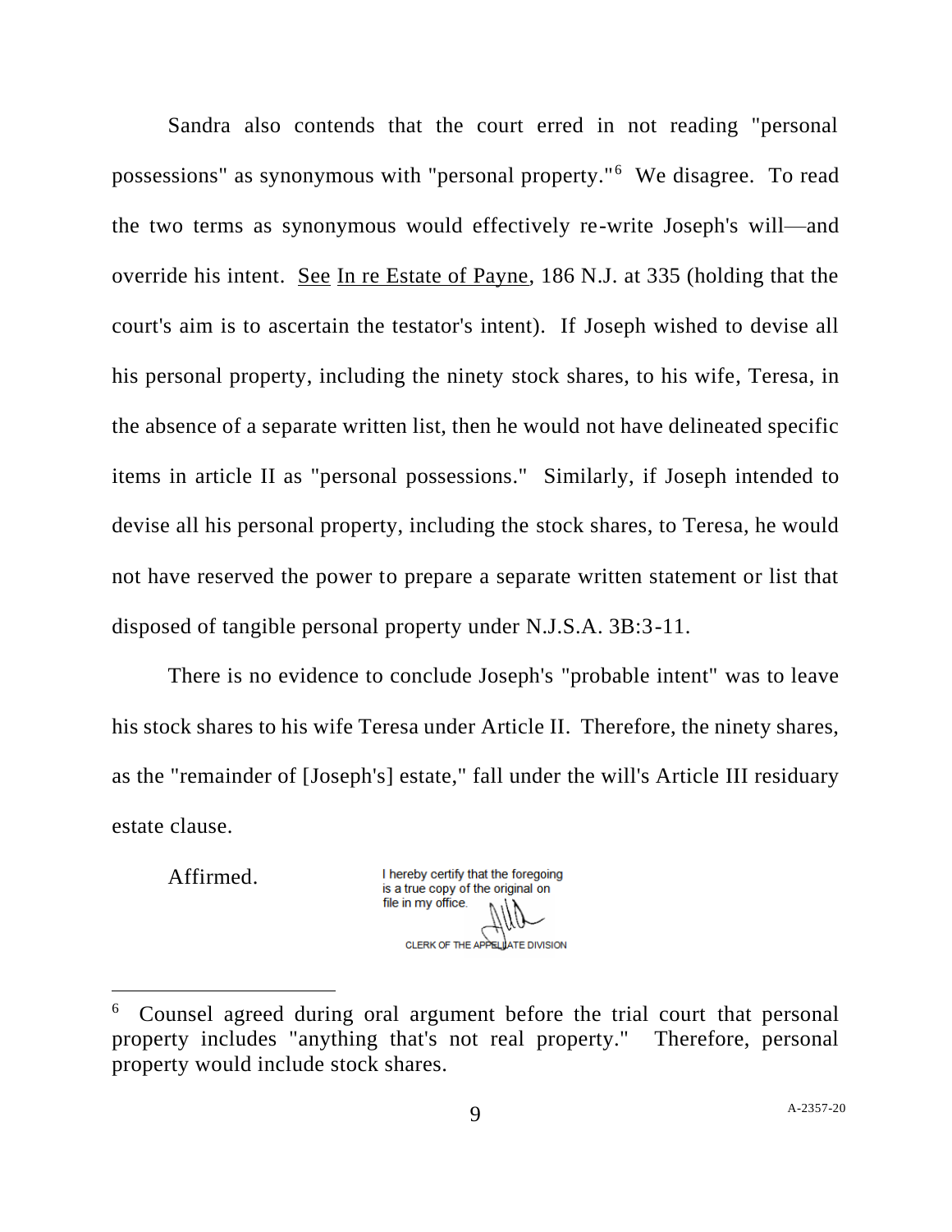Sandra also contends that the court erred in not reading "personal possessions" as synonymous with "personal property."[6] We disagree. To read the two terms as synonymous would effectively re-write Joseph's will—and override his intent. See In re Estate of Payne, 186 N.J. at 335 (holding that the court's aim is to ascertain the testator's intent). If Joseph wished to devise all his personal property, including the ninety stock shares, to his wife, Teresa, in the absence of a separate written list, then he would not have delineated specific items in article II as "personal possessions." Similarly, if Joseph intended to devise all his personal property, including the stock shares, to Teresa, he would not have reserved the power to prepare a separate written statement or list that disposed of tangible personal property under N.J.S.A. 3B:3-11.

There is no evidence to conclude Joseph's "probable intent" was to leave his stock shares to his wife Teresa under Article II. Therefore, the ninety shares, as the "remainder of [Joseph's] estate," fall under the will's Article III residuary estate clause.

Affirmed.

I hereby certify that the foregoing is a true copy of the original on file in my office.

CLERK OF THE APPELLATE DIVISION

---

[6] Counsel agreed during oral argument before the trial court that personal property includes "anything that's not real property." Therefore, personal property would include stock shares.